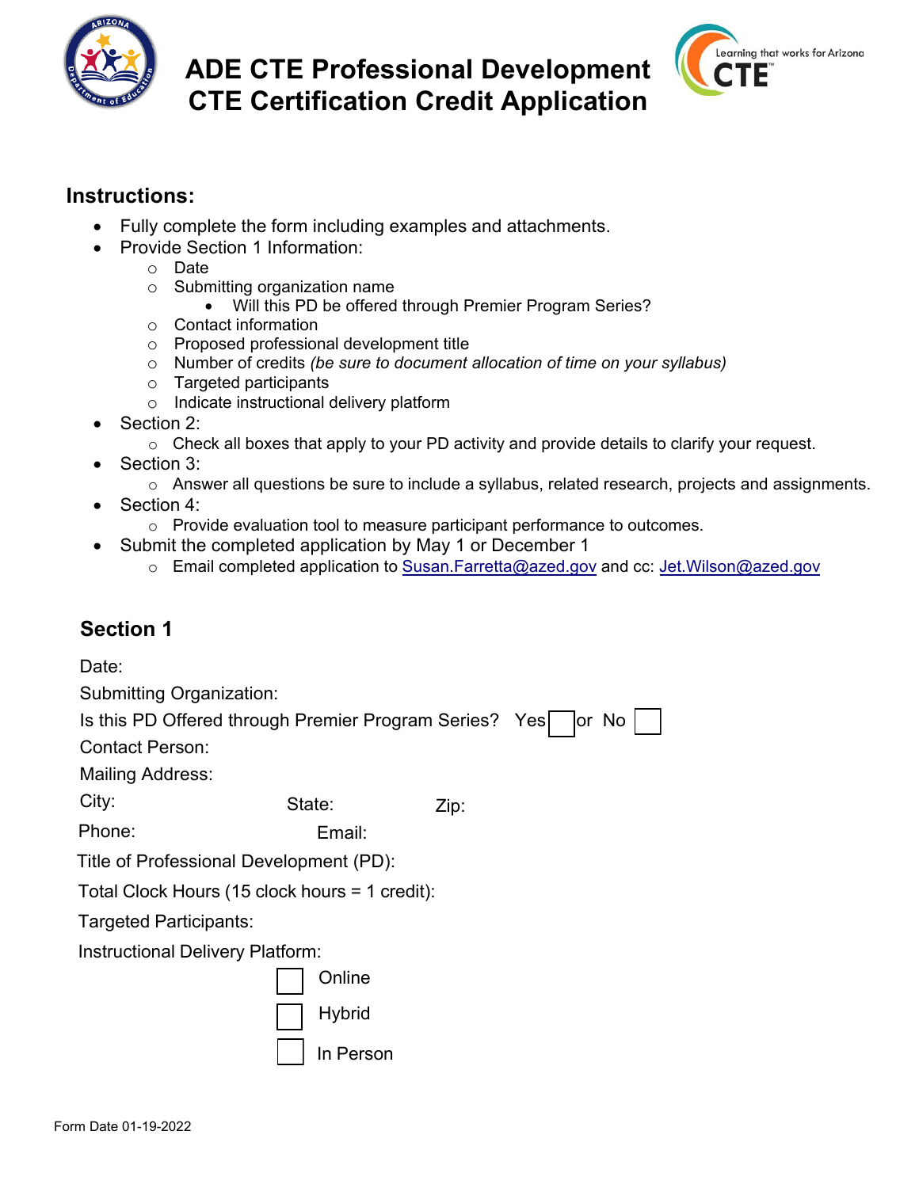# ADE CTE Professional Development CTE Certification Credit Application

Learning that works for Arizona CTE™

## Instructions:

- Fully complete the form including examples and attachments.
- Provide Section 1 Information:
  - Date
  - Submitting organization name
    - Will this PD be offered through Premier Program Series?
  - Contact information
  - Proposed professional development title
  - Number of credits *(be sure to document allocation of time on your syllabus)*
  - Targeted participants
  - Indicate instructional delivery platform
- Section 2:
  - Check all boxes that apply to your PD activity and provide details to clarify your request.
- Section 3:
  - Answer all questions be sure to include a syllabus, related research, projects and assignments.
- Section 4:
  - Provide evaluation tool to measure participant performance to outcomes.
- Submit the completed application by May 1 or December 1
  - Email completed application to Susan.Farretta@azed.gov and cc: Jet.Wilson@azed.gov

## Section 1

Date:

Submitting Organization:

Is this PD Offered through Premier Program Series? Yes ☐ or No ☐

Contact Person:

Mailing Address:

City: State: Zip:

Phone: Email:

Title of Professional Development (PD):

Total Clock Hours (15 clock hours = 1 credit):

Targeted Participants:

Instructional Delivery Platform:

☐ Online

☐ Hybrid

☐ In Person

Form Date 01-19-2022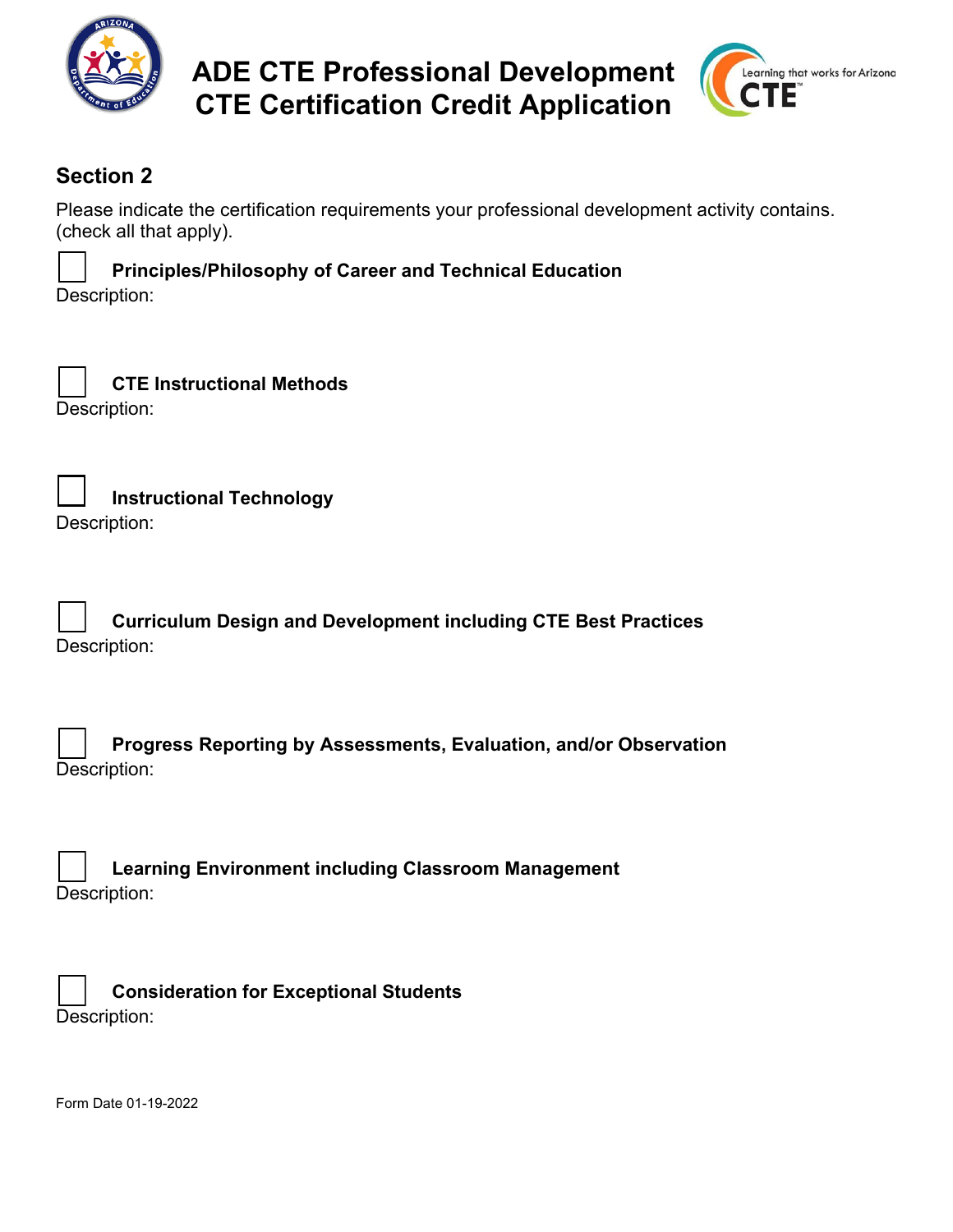# ADE CTE Professional Development CTE Certification Credit Application

## Section 2

Please indicate the certification requirements your professional development activity contains. (check all that apply).

☐ **Principles/Philosophy of Career and Technical Education**

Description:

☐ **CTE Instructional Methods**

Description:

☐ **Instructional Technology**

Description:

☐ **Curriculum Design and Development including CTE Best Practices**

Description:

☐ **Progress Reporting by Assessments, Evaluation, and/or Observation**

Description:

☐ **Learning Environment including Classroom Management**

Description:

☐ **Consideration for Exceptional Students**

Description:

Form Date 01-19-2022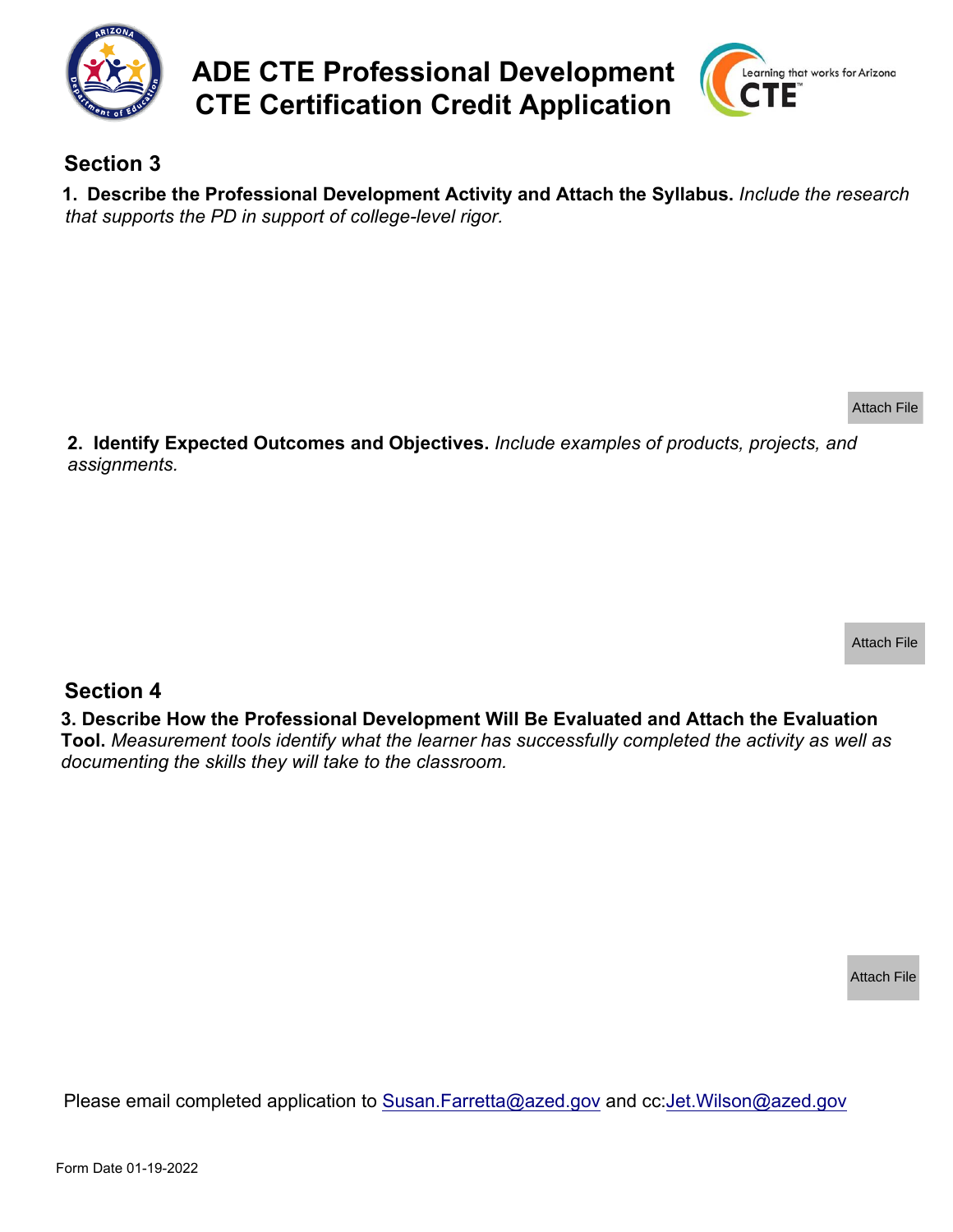# ADE CTE Professional Development CTE Certification Credit Application

Learning that works for Arizona CTE

## Section 3

**1. Describe the Professional Development Activity and Attach the Syllabus.** *Include the research that supports the PD in support of college-level rigor.*

Attach File

**2. Identify Expected Outcomes and Objectives.** *Include examples of products, projects, and assignments.*

Attach File

## Section 4

**3. Describe How the Professional Development Will Be Evaluated and Attach the Evaluation Tool.** *Measurement tools identify what the learner has successfully completed the activity as well as documenting the skills they will take to the classroom.*

Attach File

Please email completed application to Susan.Farretta@azed.gov and cc:Jet.Wilson@azed.gov

Form Date 01-19-2022